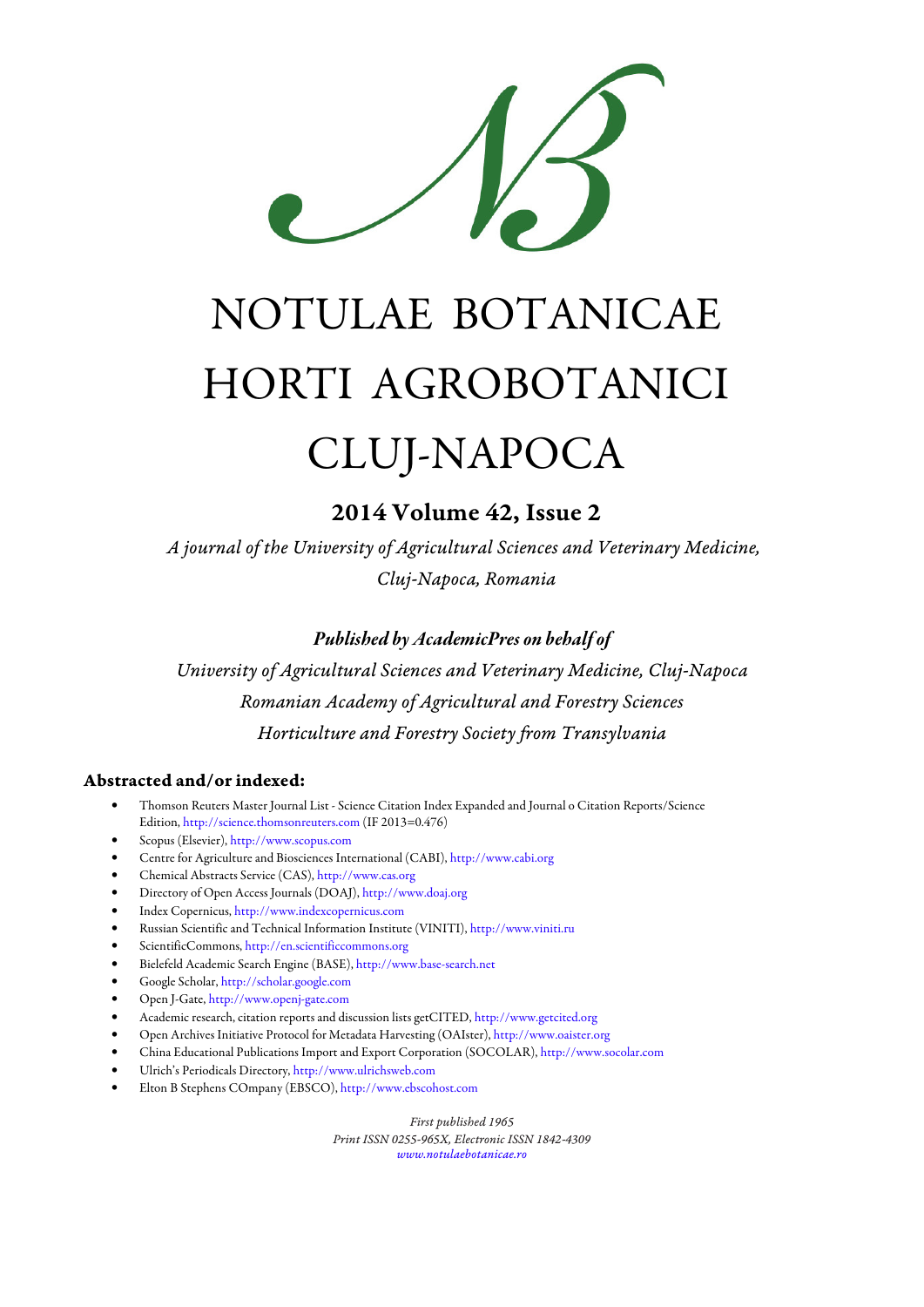# NOTULAE BOTANICAE HORTI AGROBOTANICI CLUJ-NAPOCA

## 2014 Volume 42, Issue 2

*A journal of the University of Agricultural Sciences and Veterinary Medicine, Cluj-Napoca, Romania*

***Published by AcademicPres on behalf of***

*University of Agricultural Sciences and Veterinary Medicine, Cluj-Napoca*
*Romanian Academy of Agricultural and Forestry Sciences*
*Horticulture and Forestry Society from Transylvania*

### Abstracted and/or indexed:

- Thomson Reuters Master Journal List - Science Citation Index Expanded and Journal o Citation Reports/Science Edition, http://science.thomsonreuters.com (IF 2013=0.476)
- Scopus (Elsevier), http://www.scopus.com
- Centre for Agriculture and Biosciences International (CABI), http://www.cabi.org
- Chemical Abstracts Service (CAS), http://www.cas.org
- Directory of Open Access Journals (DOAJ), http://www.doaj.org
- Index Copernicus, http://www.indexcopernicus.com
- Russian Scientific and Technical Information Institute (VINITI), http://www.viniti.ru
- ScientificCommons, http://en.scientificcommons.org
- Bielefeld Academic Search Engine (BASE), http://www.base-search.net
- Google Scholar, http://scholar.google.com
- Open J-Gate, http://www.openj-gate.com
- Academic research, citation reports and discussion lists getCITED, http://www.getcited.org
- Open Archives Initiative Protocol for Metadata Harvesting (OAIster), http://www.oaister.org
- China Educational Publications Import and Export Corporation (SOCOLAR), http://www.socolar.com
- Ulrich's Periodicals Directory, http://www.ulrichsweb.com
- Elton B Stephens COmpany (EBSCO), http://www.ebscohost.com

*First published 1965*
*Print ISSN 0255-965X, Electronic ISSN 1842-4309*
*www.notulaebotanicae.ro*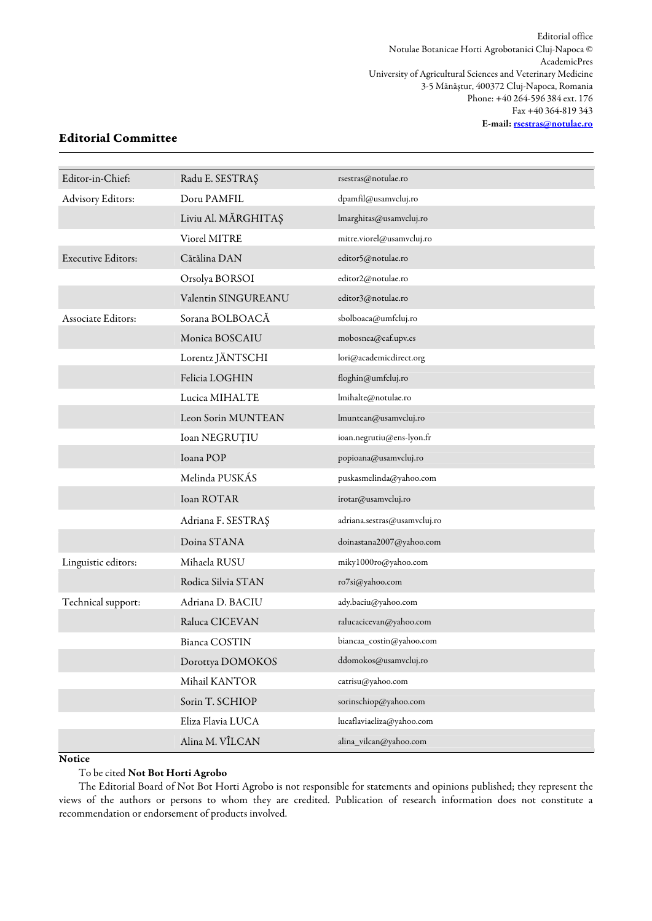Editorial office
Notulae Botanicae Horti Agrobotanici Cluj-Napoca ©
AcademicPres
University of Agricultural Sciences and Veterinary Medicine
3-5 Mănăştur, 400372 Cluj-Napoca, Romania
Phone: +40 264-596 384 ext. 176
Fax +40 364-819 343
**E-mail: rsestras@notulae.ro**

## Editorial Committee

| | | |
|---|---|---|
| Editor-in-Chief: | Radu E. SESTRAŞ | rsestras@notulae.ro |
| Advisory Editors: | Doru PAMFIL | dpamfil@usamvcluj.ro |
| | Liviu Al. MĂRGHITAŞ | lmarghitas@usamvcluj.ro |
| | Viorel MITRE | mitre.viorel@usamvcluj.ro |
| Executive Editors: | Cătălina DAN | editor5@notulae.ro |
| | Orsolya BORSOI | editor2@notulae.ro |
| | Valentin SINGUREANU | editor3@notulae.ro |
| Associate Editors: | Sorana BOLBOACĂ | sbolboaca@umfcluj.ro |
| | Monica BOSCAIU | mobosnea@eaf.upv.es |
| | Lorentz JÄNTSCHI | lori@academicdirect.org |
| | Felicia LOGHIN | floghin@umfcluj.ro |
| | Lucica MIHALTE | lmihalte@notulae.ro |
| | Leon Sorin MUNTEAN | lmuntean@usamvcluj.ro |
| | Ioan NEGRUŢIU | ioan.negrutiu@ens-lyon.fr |
| | Ioana POP | popioana@usamvcluj.ro |
| | Melinda PUSKÁS | puskasmelinda@yahoo.com |
| | Ioan ROTAR | irotar@usamvcluj.ro |
| | Adriana F. SESTRAŞ | adriana.sestras@usamvcluj.ro |
| | Doina STANA | doinastana2007@yahoo.com |
| Linguistic editors: | Mihaela RUSU | miky1000ro@yahoo.com |
| | Rodica Silvia STAN | ro7si@yahoo.com |
| Technical support: | Adriana D. BACIU | ady.baciu@yahoo.com |
| | Raluca CICEVAN | ralucacicevan@yahoo.com |
| | Bianca COSTIN | biancaa_costin@yahoo.com |
| | Dorottya DOMOKOS | ddomokos@usamvcluj.ro |
| | Mihail KANTOR | catrisu@yahoo.com |
| | Sorin T. SCHIOP | sorinschiop@yahoo.com |
| | Eliza Flavia LUCA | lucaflaviaeliza@yahoo.com |
| | Alina M. VÎLCAN | alina_vilcan@yahoo.com |

**Notice**

To be cited **Not Bot Horti Agrobo**

The Editorial Board of Not Bot Horti Agrobo is not responsible for statements and opinions published; they represent the views of the authors or persons to whom they are credited. Publication of research information does not constitute a recommendation or endorsement of products involved.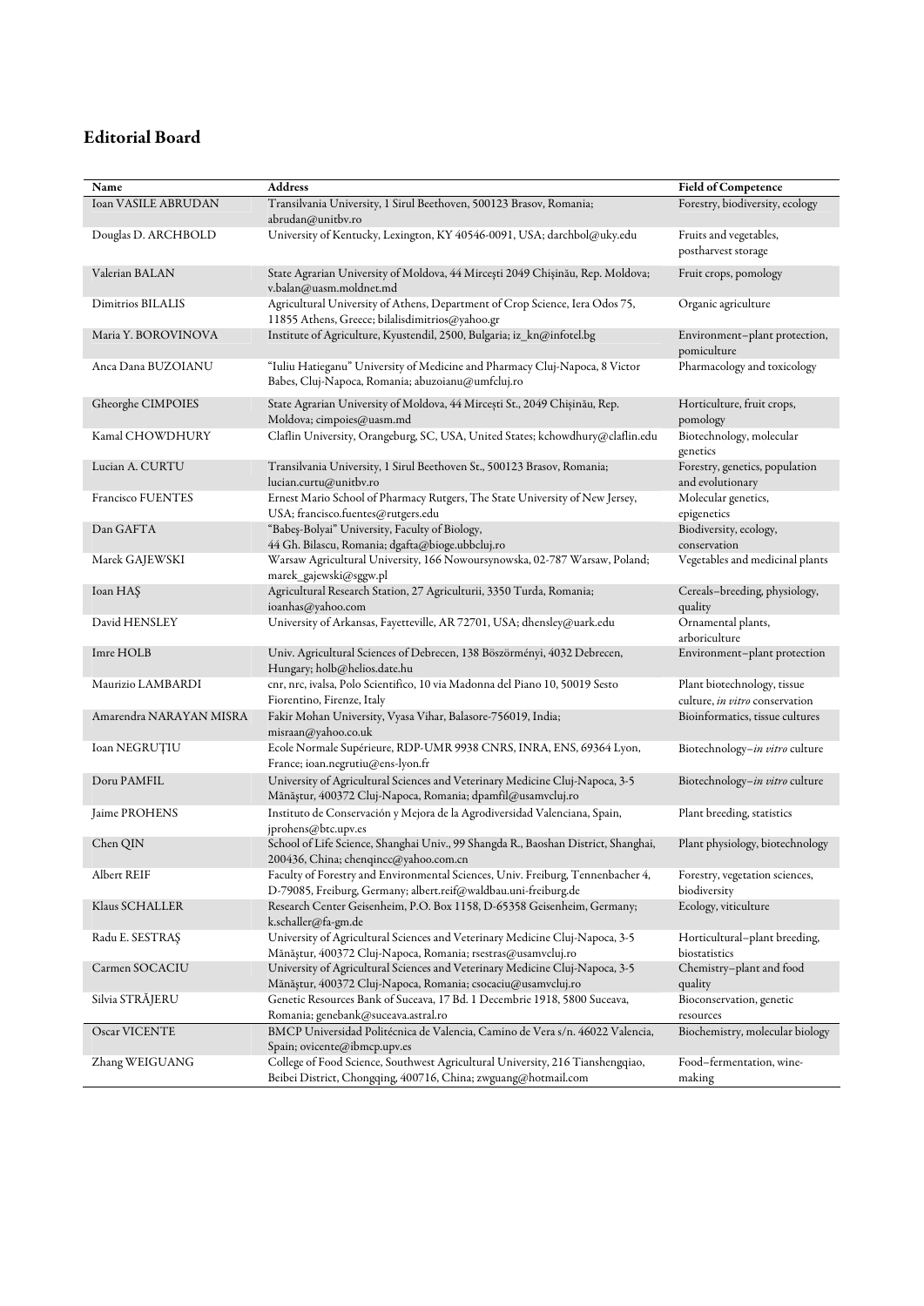## Editorial Board

| Name | Address | Field of Competence |
| --- | --- | --- |
| Ioan VASILE ABRUDAN | Transilvania University, 1 Sirul Beethoven, 500123 Brasov, Romania; abrudan@unitbv.ro | Forestry, biodiversity, ecology |
| Douglas D. ARCHBOLD | University of Kentucky, Lexington, KY 40546-0091, USA; darchbol@uky.edu | Fruits and vegetables, postharvest storage |
| Valerian BALAN | State Agrarian University of Moldova, 44 Mirceşti 2049 Chişinău, Rep. Moldova; v.balan@uasm.moldnet.md | Fruit crops, pomology |
| Dimitrios BILALIS | Agricultural University of Athens, Department of Crop Science, Iera Odos 75, 11855 Athens, Greece; bilalisdimitrios@yahoo.gr | Organic agriculture |
| Maria Y. BOROVINOVA | Institute of Agriculture, Kyustendil, 2500, Bulgaria; iz_kn@infotel.bg | Environment–plant protection, pomiculture |
| Anca Dana BUZOIANU | "Iuliu Hatieganu" University of Medicine and Pharmacy Cluj-Napoca, 8 Victor Babes, Cluj-Napoca, Romania; abuzoianu@umfcluj.ro | Pharmacology and toxicology |
| Gheorghe CIMPOIES | State Agrarian University of Moldova, 44 Mirceşti St., 2049 Chişinău, Rep. Moldova; cimpoies@uasm.md | Horticulture, fruit crops, pomology |
| Kamal CHOWDHURY | Claflin University, Orangeburg, SC, USA, United States; kchowdhury@claflin.edu | Biotechnology, molecular genetics |
| Lucian A. CURTU | Transilvania University, 1 Sirul Beethoven St., 500123 Brasov, Romania; lucian.curtu@unitbv.ro | Forestry, genetics, population and evolutionary |
| Francisco FUENTES | Ernest Mario School of Pharmacy Rutgers, The State University of New Jersey, USA; francisco.fuentes@rutgers.edu | Molecular genetics, epigenetics |
| Dan GAFTA | "Babeş-Bolyai" University, Faculty of Biology, 44 Gh. Bilascu, Romania; dgafta@bioge.ubbcluj.ro | Biodiversity, ecology, conservation |
| Marek GAJEWSKI | Warsaw Agricultural University, 166 Nowoursynowska, 02-787 Warsaw, Poland; marek_gajewski@sggw.pl | Vegetables and medicinal plants |
| Ioan HAŞ | Agricultural Research Station, 27 Agriculturii, 3350 Turda, Romania; ioanhas@yahoo.com | Cereals–breeding, physiology, quality |
| David HENSLEY | University of Arkansas, Fayetteville, AR 72701, USA; dhensley@uark.edu | Ornamental plants, arboriculture |
| Imre HOLB | Univ. Agricultural Sciences of Debrecen, 138 Böszörményi, 4032 Debrecen, Hungary; holb@helios.date.hu | Environment–plant protection |
| Maurizio LAMBARDI | cnr, nrc, ivalsa, Polo Scientifico, 10 via Madonna del Piano 10, 50019 Sesto Fiorentino, Firenze, Italy | Plant biotechnology, tissue culture, *in vitro* conservation |
| Amarendra NARAYAN MISRA | Fakir Mohan University, Vyasa Vihar, Balasore-756019, India; misraan@yahoo.co.uk | Bioinformatics, tissue cultures |
| Ioan NEGRUŢIU | Ecole Normale Supérieure, RDP-UMR 9938 CNRS, INRA, ENS, 69364 Lyon, France; ioan.negrutiu@ens-lyon.fr | Biotechnology–*in vitro* culture |
| Doru PAMFIL | University of Agricultural Sciences and Veterinary Medicine Cluj-Napoca, 3-5 Mănăştur, 400372 Cluj-Napoca, Romania; dpamfil@usamvcluj.ro | Biotechnology–*in vitro* culture |
| Jaime PROHENS | Instituto de Conservación y Mejora de la Agrodiversidad Valenciana, Spain, jprohens@btc.upv.es | Plant breeding, statistics |
| Chen QIN | School of Life Science, Shanghai Univ., 99 Shangda R., Baoshan District, Shanghai, 200436, China; chenqincc@yahoo.com.cn | Plant physiology, biotechnology |
| Albert REIF | Faculty of Forestry and Environmental Sciences, Univ. Freiburg, Tennenbacher 4, D-79085, Freiburg, Germany; albert.reif@waldbau.uni-freiburg.de | Forestry, vegetation sciences, biodiversity |
| Klaus SCHALLER | Research Center Geisenheim, P.O. Box 1158, D-65358 Geisenheim, Germany; k.schaller@fa-gm.de | Ecology, viticulture |
| Radu E. SESTRAŞ | University of Agricultural Sciences and Veterinary Medicine Cluj-Napoca, 3-5 Mănăştur, 400372 Cluj-Napoca, Romania; rsestras@usamvcluj.ro | Horticultural–plant breeding, biostatistics |
| Carmen SOCACIU | University of Agricultural Sciences and Veterinary Medicine Cluj-Napoca, 3-5 Mănăştur, 400372 Cluj-Napoca, Romania; csocaciu@usamvcluj.ro | Chemistry–plant and food quality |
| Silvia STRĂJERU | Genetic Resources Bank of Suceava, 17 Bd. 1 Decembrie 1918, 5800 Suceava, Romania; genebank@suceava.astral.ro | Bioconservation, genetic resources |
| Oscar VICENTE | BMCP Universidad Politécnica de Valencia, Camino de Vera s/n. 46022 Valencia, Spain; ovicente@ibmcp.upv.es | Biochemistry, molecular biology |
| Zhang WEIGUANG | College of Food Science, Southwest Agricultural University, 216 Tianshengqiao, Beibei District, Chongqing, 400716, China; zwguang@hotmail.com | Food–fermentation, wine-making |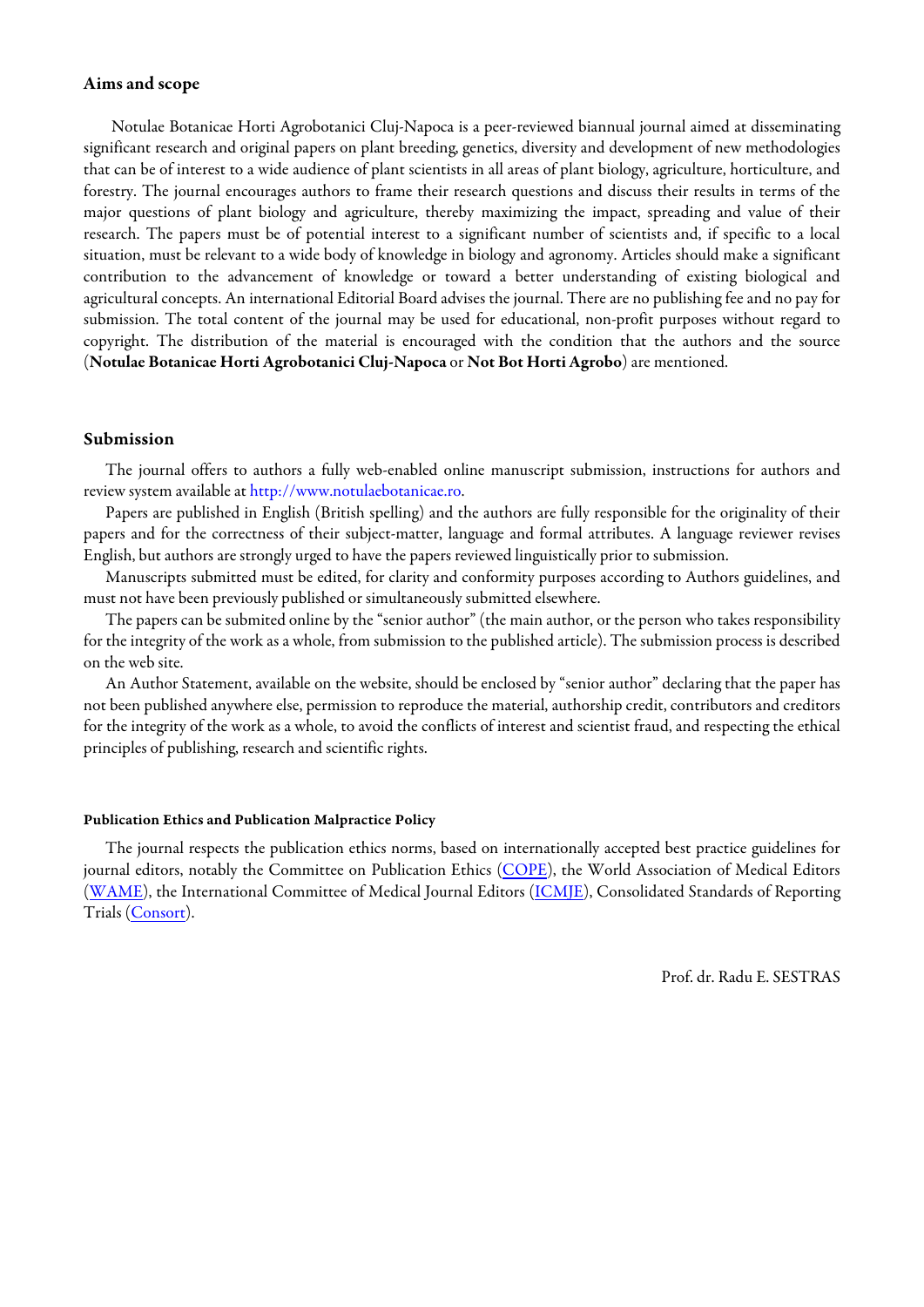## Aims and scope

Notulae Botanicae Horti Agrobotanici Cluj-Napoca is a peer-reviewed biannual journal aimed at disseminating significant research and original papers on plant breeding, genetics, diversity and development of new methodologies that can be of interest to a wide audience of plant scientists in all areas of plant biology, agriculture, horticulture, and forestry. The journal encourages authors to frame their research questions and discuss their results in terms of the major questions of plant biology and agriculture, thereby maximizing the impact, spreading and value of their research. The papers must be of potential interest to a significant number of scientists and, if specific to a local situation, must be relevant to a wide body of knowledge in biology and agronomy. Articles should make a significant contribution to the advancement of knowledge or toward a better understanding of existing biological and agricultural concepts. An international Editorial Board advises the journal. There are no publishing fee and no pay for submission. The total content of the journal may be used for educational, non-profit purposes without regard to copyright. The distribution of the material is encouraged with the condition that the authors and the source (**Notulae Botanicae Horti Agrobotanici Cluj-Napoca** or **Not Bot Horti Agrobo**) are mentioned.

## Submission

The journal offers to authors a fully web-enabled online manuscript submission, instructions for authors and review system available at http://www.notulaebotanicae.ro.

Papers are published in English (British spelling) and the authors are fully responsible for the originality of their papers and for the correctness of their subject-matter, language and formal attributes. A language reviewer revises English, but authors are strongly urged to have the papers reviewed linguistically prior to submission.

Manuscripts submitted must be edited, for clarity and conformity purposes according to Authors guidelines, and must not have been previously published or simultaneously submitted elsewhere.

The papers can be submited online by the "senior author" (the main author, or the person who takes responsibility for the integrity of the work as a whole, from submission to the published article). The submission process is described on the web site.

An Author Statement, available on the website, should be enclosed by "senior author" declaring that the paper has not been published anywhere else, permission to reproduce the material, authorship credit, contributors and creditors for the integrity of the work as a whole, to avoid the conflicts of interest and scientist fraud, and respecting the ethical principles of publishing, research and scientific rights.

### Publication Ethics and Publication Malpractice Policy

The journal respects the publication ethics norms, based on internationally accepted best practice guidelines for journal editors, notably the Committee on Publication Ethics (COPE), the World Association of Medical Editors (WAME), the International Committee of Medical Journal Editors (ICMJE), Consolidated Standards of Reporting Trials (Consort).

Prof. dr. Radu E. SESTRAS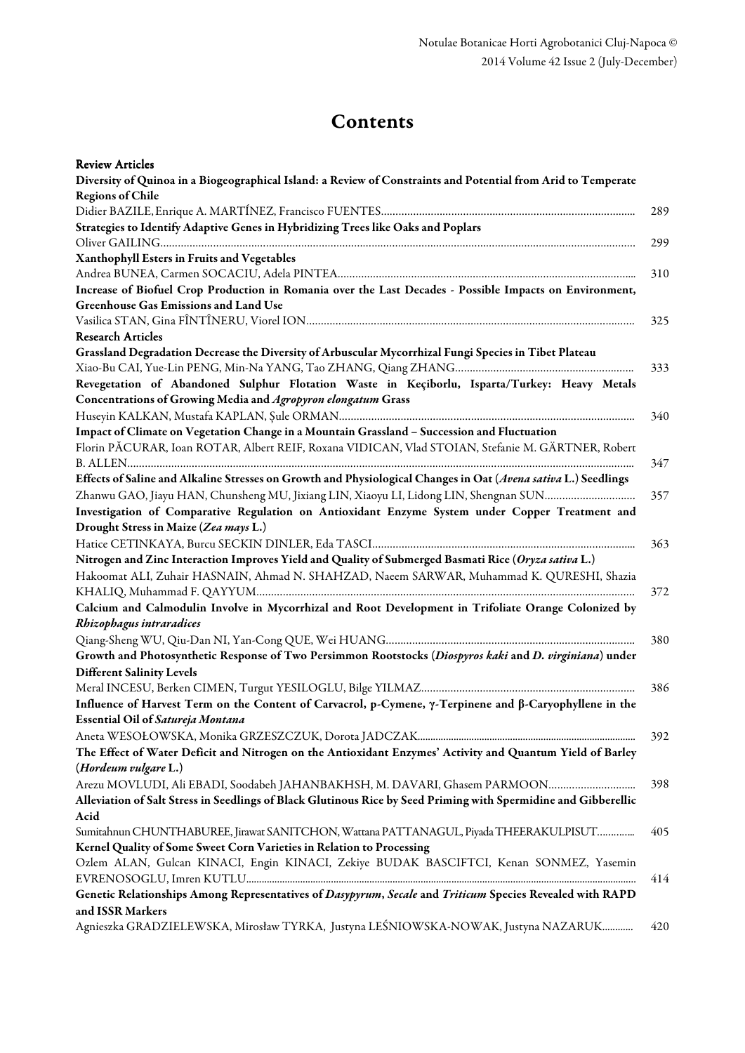# Contents

**Review Articles**

**Diversity of Quinoa in a Biogeographical Island: a Review of Constraints and Potential from Arid to Temperate Regions of Chile**
Didier BAZILE, Enrique A. MARTÍNEZ, Francisco FUENTES ... 289

**Strategies to Identify Adaptive Genes in Hybridizing Trees like Oaks and Poplars**
Oliver GAILING ... 299

**Xanthophyll Esters in Fruits and Vegetables**
Andrea BUNEA, Carmen SOCACIU, Adela PINTEA ... 310

**Increase of Biofuel Crop Production in Romania over the Last Decades - Possible Impacts on Environment, Greenhouse Gas Emissions and Land Use**
Vasilica STAN, Gina FÎNTÎNERU, Viorel ION ... 325

**Research Articles**

**Grassland Degradation Decrease the Diversity of Arbuscular Mycorrhizal Fungi Species in Tibet Plateau**
Xiao-Bu CAI, Yue-Lin PENG, Min-Na YANG, Tao ZHANG, Qiang ZHANG ... 333

**Revegetation of Abandoned Sulphur Flotation Waste in Keçiborlu, Isparta/Turkey: Heavy Metals Concentrations of Growing Media and *Agropyron elongatum* Grass**
Huseyin KALKAN, Mustafa KAPLAN, Şule ORMAN ... 340

**Impact of Climate on Vegetation Change in a Mountain Grassland – Succession and Fluctuation**
Florin PĂCURAR, Ioan ROTAR, Albert REIF, Roxana VIDICAN, Vlad STOIAN, Stefanie M. GÄRTNER, Robert B. ALLEN ... 347

**Effects of Saline and Alkaline Stresses on Growth and Physiological Changes in Oat (*Avena sativa* L.) Seedlings**
Zhanwu GAO, Jiayu HAN, Chunsheng MU, Jixiang LIN, Xiaoyu LI, Lidong LIN, Shengnan SUN ... 357

**Investigation of Comparative Regulation on Antioxidant Enzyme System under Copper Treatment and Drought Stress in Maize (*Zea mays* L.)**
Hatice CETINKAYA, Burcu SECKIN DINLER, Eda TASCI ... 363

**Nitrogen and Zinc Interaction Improves Yield and Quality of Submerged Basmati Rice (*Oryza sativa* L.)**
Hakoomat ALI, Zuhair HASNAIN, Ahmad N. SHAHZAD, Naeem SARWAR, Muhammad K. QURESHI, Shazia KHALIQ, Muhammad F. QAYYUM ... 372

**Calcium and Calmodulin Involve in Mycorrhizal and Root Development in Trifoliate Orange Colonized by *Rhizophagus intraradices***
Qiang-Sheng WU, Qiu-Dan NI, Yan-Cong QUE, Wei HUANG ... 380

**Growth and Photosynthetic Response of Two Persimmon Rootstocks (*Diospyros kaki* and *D. virginiana*) under Different Salinity Levels**
Meral INCESU, Berken CIMEN, Turgut YESILOGLU, Bilge YILMAZ ... 386

**Influence of Harvest Term on the Content of Carvacrol, p-Cymene, γ-Terpinene and β-Caryophyllene in the Essential Oil of *Satureja Montana***
Aneta WESOŁOWSKA, Monika GRZESZCZUK, Dorota JADCZAK ... 392

**The Effect of Water Deficit and Nitrogen on the Antioxidant Enzymes' Activity and Quantum Yield of Barley (*Hordeum vulgare* L.)**
Arezu MOVLUDI, Ali EBADI, Soodabeh JAHANBAKHSH, M. DAVARI, Ghasem PARMOON ... 398

**Alleviation of Salt Stress in Seedlings of Black Glutinous Rice by Seed Priming with Spermidine and Gibberellic Acid**
Sumitahnun CHUNTHABUREE, Jirawat SANITCHON, Wattana PATTANAGUL, Piyada THEERAKULPISUT ... 405

**Kernel Quality of Some Sweet Corn Varieties in Relation to Processing**
Ozlem ALAN, Gulcan KINACI, Engin KINACI, Zekiye BUDAK BASCIFTCI, Kenan SONMEZ, Yasemin EVRENOSOGLU, Imren KUTLU ... 414

**Genetic Relationships Among Representatives of *Dasypyrum*, *Secale* and *Triticum* Species Revealed with RAPD and ISSR Markers**
Agnieszka GRADZIELEWSKA, Mirosław TYRKA, Justyna LEŚNIOWSKA-NOWAK, Justyna NAZARUK ... 420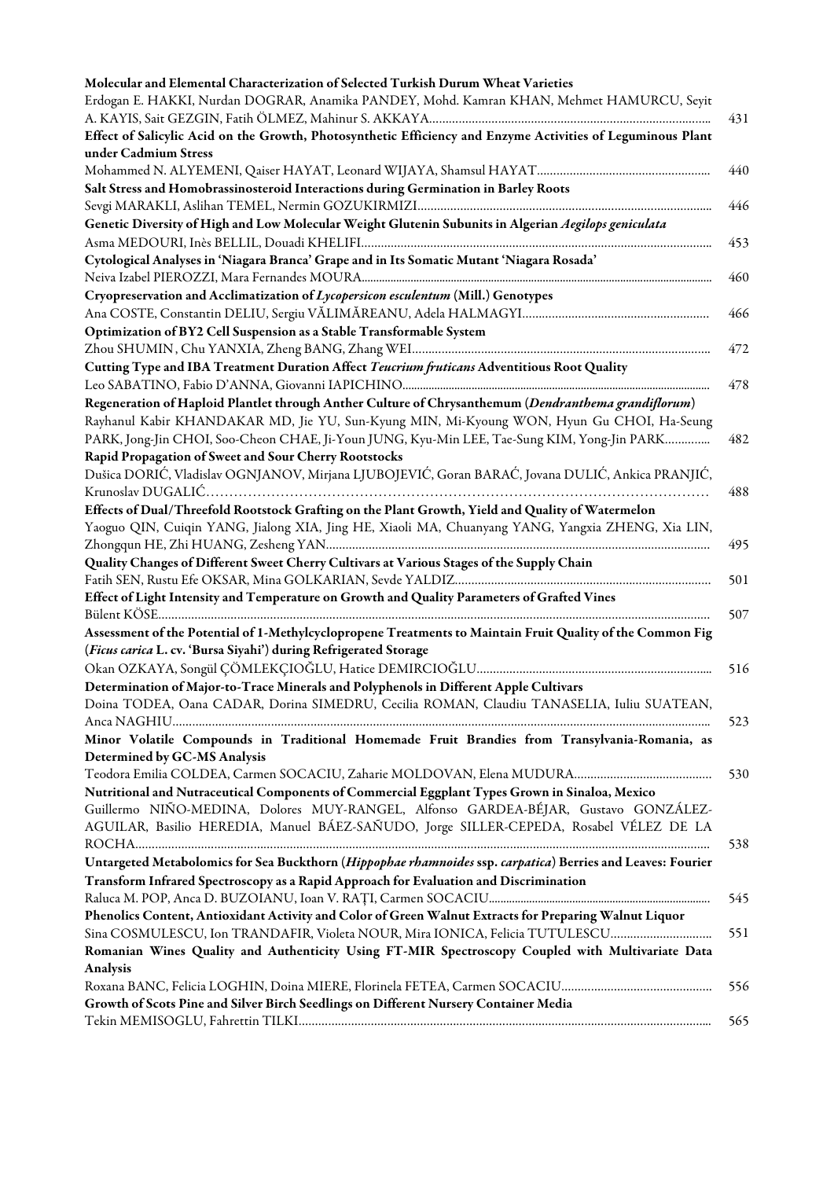**Molecular and Elemental Characterization of Selected Turkish Durum Wheat Varieties**
Erdogan E. HAKKI, Nurdan DOGRAR, Anamika PANDEY, Mohd. Kamran KHAN, Mehmet HAMURCU, Seyit A. KAYIS, Sait GEZGIN, Fatih ÖLMEZ, Mahinur S. AKKAYA ..... 431

**Effect of Salicylic Acid on the Growth, Photosynthetic Efficiency and Enzyme Activities of Leguminous Plant under Cadmium Stress**
Mohammed N. ALYEMENI, Qaiser HAYAT, Leonard WIJAYA, Shamsul HAYAT ..... 440

**Salt Stress and Homobrassinosteroid Interactions during Germination in Barley Roots**
Sevgi MARAKLI, Aslihan TEMEL, Nermin GOZUKIRMIZI ..... 446

**Genetic Diversity of High and Low Molecular Weight Glutenin Subunits in Algerian *Aegilops geniculata***
Asma MEDOURI, Inès BELLIL, Douadi KHELIFI ..... 453

**Cytological Analyses in 'Niagara Branca' Grape and in Its Somatic Mutant 'Niagara Rosada'**
Neiva Izabel PIEROZZI, Mara Fernandes MOURA ..... 460

**Cryopreservation and Acclimatization of *Lycopersicon esculentum* (Mill.) Genotypes**
Ana COSTE, Constantin DELIU, Sergiu VĂLIMĂREANU, Adela HALMAGYI ..... 466

**Optimization of BY2 Cell Suspension as a Stable Transformable System**
Zhou SHUMIN , Chu YANXIA, Zheng BANG, Zhang WEI ..... 472

**Cutting Type and IBA Treatment Duration Affect *Teucrium fruticans* Adventitious Root Quality**
Leo SABATINO, Fabio D'ANNA, Giovanni IAPICHINO ..... 478

**Regeneration of Haploid Plantlet through Anther Culture of Chrysanthemum (*Dendranthema grandiflorum*)**
Rayhanul Kabir KHANDAKAR MD, Jie YU, Sun-Kyung MIN, Mi-Kyoung WON, Hyun Gu CHOI, Ha-Seung PARK, Jong-Jin CHOI, Soo-Cheon CHAE, Ji-Youn JUNG, Kyu-Min LEE, Tae-Sung KIM, Yong-Jin PARK ..... 482

**Rapid Propagation of Sweet and Sour Cherry Rootstocks**
Dušica DORIĆ, Vladislav OGNJANOV, Mirjana LJUBOJEVIĆ, Goran BARAĆ, Jovana DULIĆ, Ankica PRANJIĆ, Krunoslav DUGALIĆ ..... 488

**Effects of Dual/Threefold Rootstock Grafting on the Plant Growth, Yield and Quality of Watermelon**
Yaoguo QIN, Cuiqin YANG, Jialong XIA, Jing HE, Xiaoli MA, Chuanyang YANG, Yangxia ZHENG, Xia LIN, Zhongqun HE, Zhi HUANG, Zesheng YAN ..... 495

**Quality Changes of Different Sweet Cherry Cultivars at Various Stages of the Supply Chain**
Fatih SEN, Rustu Efe OKSAR, Mina GOLKARIAN, Sevde YALDIZ ..... 501

**Effect of Light Intensity and Temperature on Growth and Quality Parameters of Grafted Vines**
Bülent KÖSE ..... 507

**Assessment of the Potential of 1-Methylcyclopropene Treatments to Maintain Fruit Quality of the Common Fig (*Ficus carica* L. cv. 'Bursa Siyahi') during Refrigerated Storage**
Okan OZKAYA, Songül ÇÖMLEKÇIOĞLU, Hatice DEMIRCIOĞLU ..... 516

**Determination of Major-to-Trace Minerals and Polyphenols in Different Apple Cultivars**
Doina TODEA, Oana CADAR, Dorina SIMEDRU, Cecilia ROMAN, Claudiu TANASELIA, Iuliu SUATEAN, Anca NAGHIU ..... 523

**Minor Volatile Compounds in Traditional Homemade Fruit Brandies from Transylvania-Romania, as Determined by GC-MS Analysis**
Teodora Emilia COLDEA, Carmen SOCACIU, Zaharie MOLDOVAN, Elena MUDURA ..... 530

**Nutritional and Nutraceutical Components of Commercial Eggplant Types Grown in Sinaloa, Mexico**
Guillermo NIÑO-MEDINA, Dolores MUY-RANGEL, Alfonso GARDEA-BÉJAR, Gustavo GONZÁLEZ-AGUILAR, Basilio HEREDIA, Manuel BÁEZ-SAÑUDO, Jorge SILLER-CEPEDA, Rosabel VÉLEZ DE LA ROCHA ..... 538

**Untargeted Metabolomics for Sea Buckthorn (*Hippophae rhamnoides* ssp. *carpatica*) Berries and Leaves: Fourier Transform Infrared Spectroscopy as a Rapid Approach for Evaluation and Discrimination**
Raluca M. POP, Anca D. BUZOIANU, Ioan V. RAȚI, Carmen SOCACIU ..... 545

**Phenolics Content, Antioxidant Activity and Color of Green Walnut Extracts for Preparing Walnut Liquor**
Sina COSMULESCU, Ion TRANDAFIR, Violeta NOUR, Mira IONICA, Felicia TUTULESCU ..... 551

**Romanian Wines Quality and Authenticity Using FT-MIR Spectroscopy Coupled with Multivariate Data Analysis**
Roxana BANC, Felicia LOGHIN, Doina MIERE, Florinela FETEA, Carmen SOCACIU ..... 556

**Growth of Scots Pine and Silver Birch Seedlings on Different Nursery Container Media**
Tekin MEMISOGLU, Fahrettin TILKI ..... 565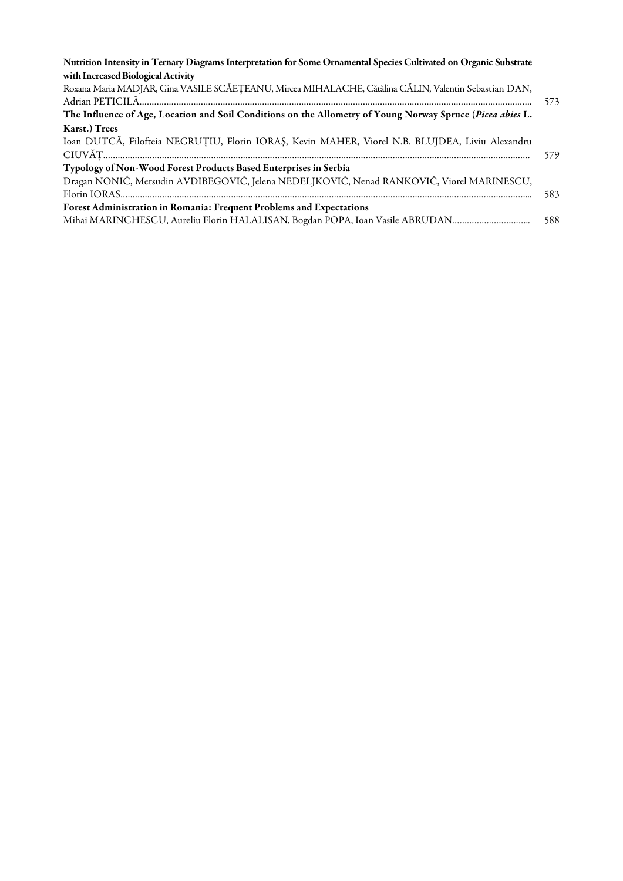**Nutrition Intensity in Ternary Diagrams Interpretation for Some Ornamental Species Cultivated on Organic Substrate with Increased Biological Activity**
Roxana Maria MADJAR, Gina VASILE SCĂEȚEANU, Mircea MIHALACHE, Cătălina CĂLIN, Valentin Sebastian DAN, Adrian PETICILĂ........................................................................................................................................................ 573

**The Influence of Age, Location and Soil Conditions on the Allometry of Young Norway Spruce (*Picea abies* L. Karst.) Trees**
Ioan DUTCĂ, Filofteia NEGRUȚIU, Florin IORAŞ, Kevin MAHER, Viorel N.B. BLUJDEA, Liviu Alexandru CIUVĂȚ........................................................................................................................................................ 579

**Typology of Non-Wood Forest Products Based Enterprises in Serbia**
Dragan NONIĆ, Mersudin AVDIBEGOVIĆ, Jelena NEDELJKOVIĆ, Nenad RANKOVIĆ, Viorel MARINESCU, Florin IORAS........................................................................................................................................................ 583

**Forest Administration in Romania: Frequent Problems and Expectations**
Mihai MARINCHESCU, Aureliu Florin HALALISAN, Bogdan POPA, Ioan Vasile ABRUDAN................................ 588